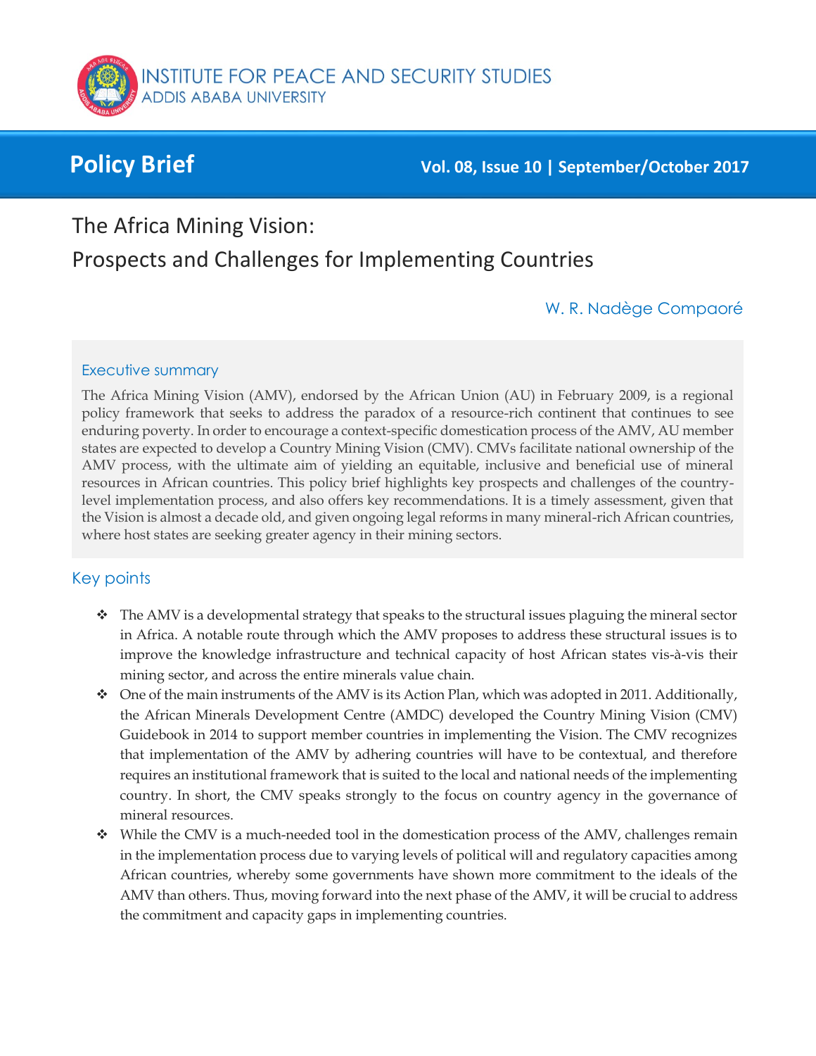INSTITUTE FOR PEACE AND SECURITY STUDIES
ADDIS ABABA UNIVERSITY

**Policy Brief** — **Vol. 08, Issue 10 | September/October 2017**

# The Africa Mining Vision: Prospects and Challenges for Implementing Countries

W. R. Nadège Compaoré

## Executive summary

The Africa Mining Vision (AMV), endorsed by the African Union (AU) in February 2009, is a regional policy framework that seeks to address the paradox of a resource-rich continent that continues to see enduring poverty. In order to encourage a context-specific domestication process of the AMV, AU member states are expected to develop a Country Mining Vision (CMV). CMVs facilitate national ownership of the AMV process, with the ultimate aim of yielding an equitable, inclusive and beneficial use of mineral resources in African countries. This policy brief highlights key prospects and challenges of the country-level implementation process, and also offers key recommendations. It is a timely assessment, given that the Vision is almost a decade old, and given ongoing legal reforms in many mineral-rich African countries, where host states are seeking greater agency in their mining sectors.

## Key points

- The AMV is a developmental strategy that speaks to the structural issues plaguing the mineral sector in Africa. A notable route through which the AMV proposes to address these structural issues is to improve the knowledge infrastructure and technical capacity of host African states vis-à-vis their mining sector, and across the entire minerals value chain.
- One of the main instruments of the AMV is its Action Plan, which was adopted in 2011. Additionally, the African Minerals Development Centre (AMDC) developed the Country Mining Vision (CMV) Guidebook in 2014 to support member countries in implementing the Vision. The CMV recognizes that implementation of the AMV by adhering countries will have to be contextual, and therefore requires an institutional framework that is suited to the local and national needs of the implementing country. In short, the CMV speaks strongly to the focus on country agency in the governance of mineral resources.
- While the CMV is a much-needed tool in the domestication process of the AMV, challenges remain in the implementation process due to varying levels of political will and regulatory capacities among African countries, whereby some governments have shown more commitment to the ideals of the AMV than others. Thus, moving forward into the next phase of the AMV, it will be crucial to address the commitment and capacity gaps in implementing countries.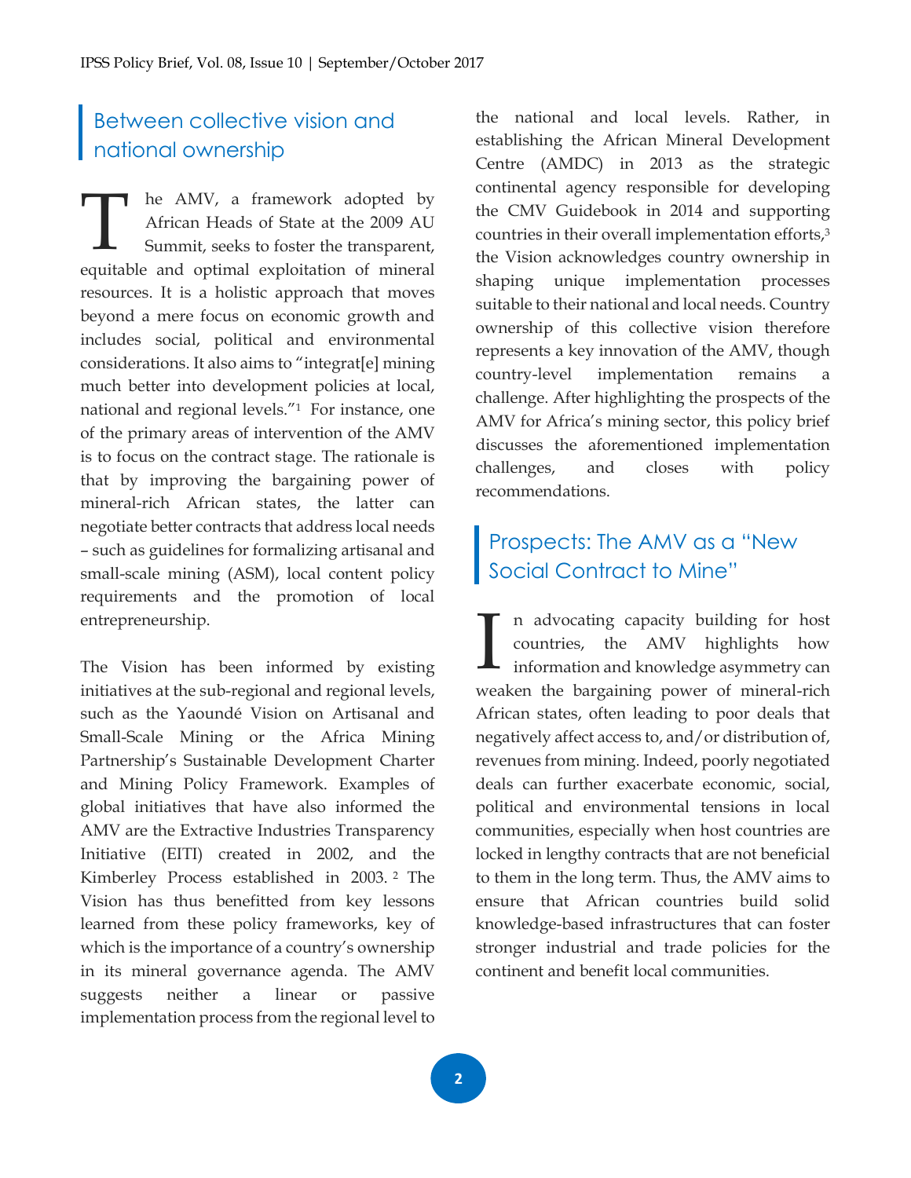## Between collective vision and national ownership

The AMV, a framework adopted by African Heads of State at the 2009 AU Summit, seeks to foster the transparent, equitable and optimal exploitation of mineral resources. It is a holistic approach that moves beyond a mere focus on economic growth and includes social, political and environmental considerations. It also aims to "integrat[e] mining much better into development policies at local, national and regional levels."[1] For instance, one of the primary areas of intervention of the AMV is to focus on the contract stage. The rationale is that by improving the bargaining power of mineral-rich African states, the latter can negotiate better contracts that address local needs – such as guidelines for formalizing artisanal and small-scale mining (ASM), local content policy requirements and the promotion of local entrepreneurship.

The Vision has been informed by existing initiatives at the sub-regional and regional levels, such as the Yaoundé Vision on Artisanal and Small-Scale Mining or the Africa Mining Partnership's Sustainable Development Charter and Mining Policy Framework. Examples of global initiatives that have also informed the AMV are the Extractive Industries Transparency Initiative (EITI) created in 2002, and the Kimberley Process established in 2003.[2] The Vision has thus benefitted from key lessons learned from these policy frameworks, key of which is the importance of a country's ownership in its mineral governance agenda. The AMV suggests neither a linear or passive implementation process from the regional level to the national and local levels. Rather, in establishing the African Mineral Development Centre (AMDC) in 2013 as the strategic continental agency responsible for developing the CMV Guidebook in 2014 and supporting countries in their overall implementation efforts,[3] the Vision acknowledges country ownership in shaping unique implementation processes suitable to their national and local needs. Country ownership of this collective vision therefore represents a key innovation of the AMV, though country-level implementation remains a challenge. After highlighting the prospects of the AMV for Africa's mining sector, this policy brief discusses the aforementioned implementation challenges, and closes with policy recommendations.

## Prospects: The AMV as a "New Social Contract to Mine"

In advocating capacity building for host countries, the AMV highlights how information and knowledge asymmetry can weaken the bargaining power of mineral-rich African states, often leading to poor deals that negatively affect access to, and/or distribution of, revenues from mining. Indeed, poorly negotiated deals can further exacerbate economic, social, political and environmental tensions in local communities, especially when host countries are locked in lengthy contracts that are not beneficial to them in the long term. Thus, the AMV aims to ensure that African countries build solid knowledge-based infrastructures that can foster stronger industrial and trade policies for the continent and benefit local communities.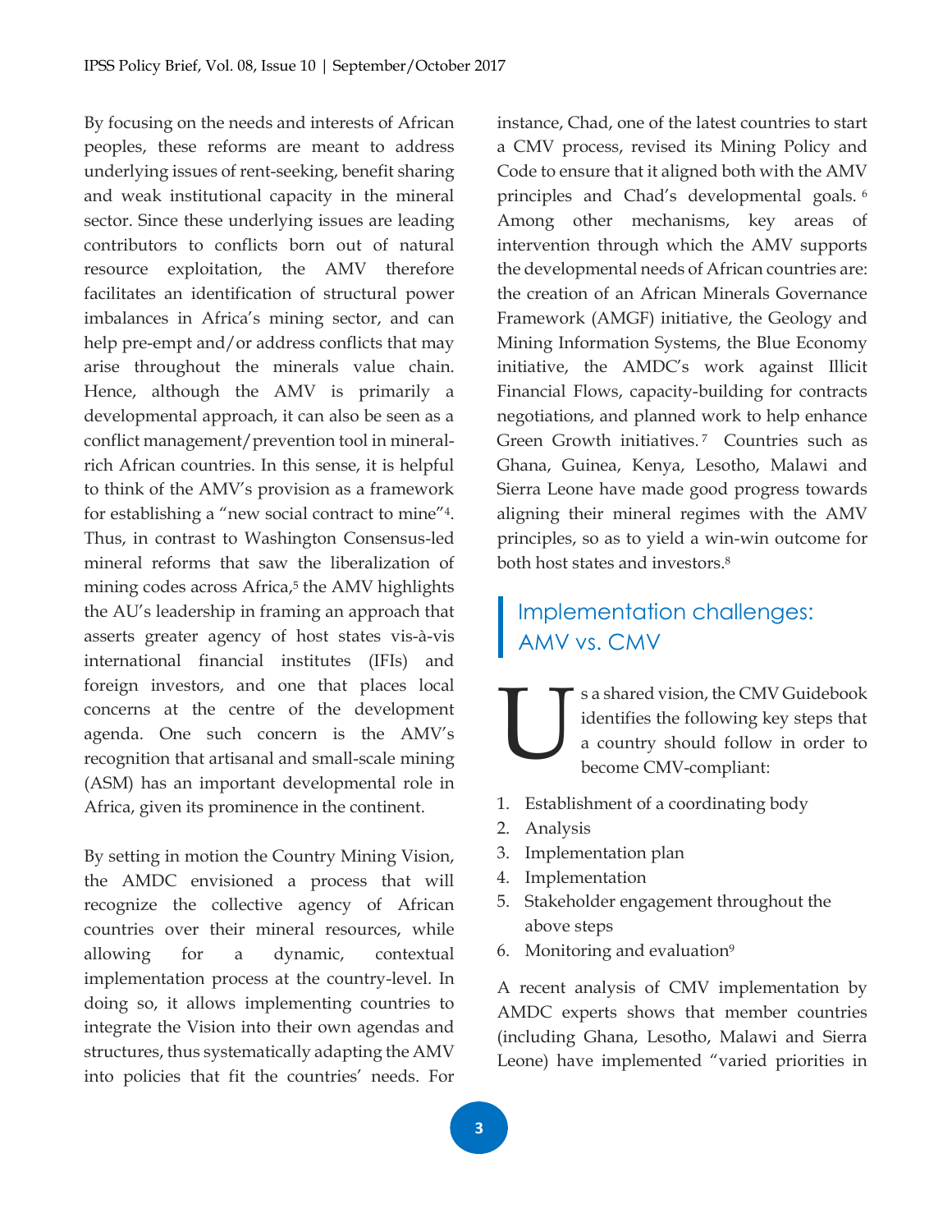By focusing on the needs and interests of African peoples, these reforms are meant to address underlying issues of rent-seeking, benefit sharing and weak institutional capacity in the mineral sector. Since these underlying issues are leading contributors to conflicts born out of natural resource exploitation, the AMV therefore facilitates an identification of structural power imbalances in Africa's mining sector, and can help pre-empt and/or address conflicts that may arise throughout the minerals value chain. Hence, although the AMV is primarily a developmental approach, it can also be seen as a conflict management/prevention tool in mineral-rich African countries. In this sense, it is helpful to think of the AMV's provision as a framework for establishing a "new social contract to mine"[4]. Thus, in contrast to Washington Consensus-led mineral reforms that saw the liberalization of mining codes across Africa,[5] the AMV highlights the AU's leadership in framing an approach that asserts greater agency of host states vis-à-vis international financial institutes (IFIs) and foreign investors, and one that places local concerns at the centre of the development agenda. One such concern is the AMV's recognition that artisanal and small-scale mining (ASM) has an important developmental role in Africa, given its prominence in the continent.

By setting in motion the Country Mining Vision, the AMDC envisioned a process that will recognize the collective agency of African countries over their mineral resources, while allowing for a dynamic, contextual implementation process at the country-level. In doing so, it allows implementing countries to integrate the Vision into their own agendas and structures, thus systematically adapting the AMV into policies that fit the countries' needs. For instance, Chad, one of the latest countries to start a CMV process, revised its Mining Policy and Code to ensure that it aligned both with the AMV principles and Chad's developmental goals.[6] Among other mechanisms, key areas of intervention through which the AMV supports the developmental needs of African countries are: the creation of an African Minerals Governance Framework (AMGF) initiative, the Geology and Mining Information Systems, the Blue Economy initiative, the AMDC's work against Illicit Financial Flows, capacity-building for contracts negotiations, and planned work to help enhance Green Growth initiatives.[7] Countries such as Ghana, Guinea, Kenya, Lesotho, Malawi and Sierra Leone have made good progress towards aligning their mineral regimes with the AMV principles, so as to yield a win-win outcome for both host states and investors.[8]

## Implementation challenges: AMV vs. CMV

Us a shared vision, the CMV Guidebook identifies the following key steps that a country should follow in order to become CMV-compliant:

1. Establishment of a coordinating body
2. Analysis
3. Implementation plan
4. Implementation
5. Stakeholder engagement throughout the above steps
6. Monitoring and evaluation[9]

A recent analysis of CMV implementation by AMDC experts shows that member countries (including Ghana, Lesotho, Malawi and Sierra Leone) have implemented "varied priorities in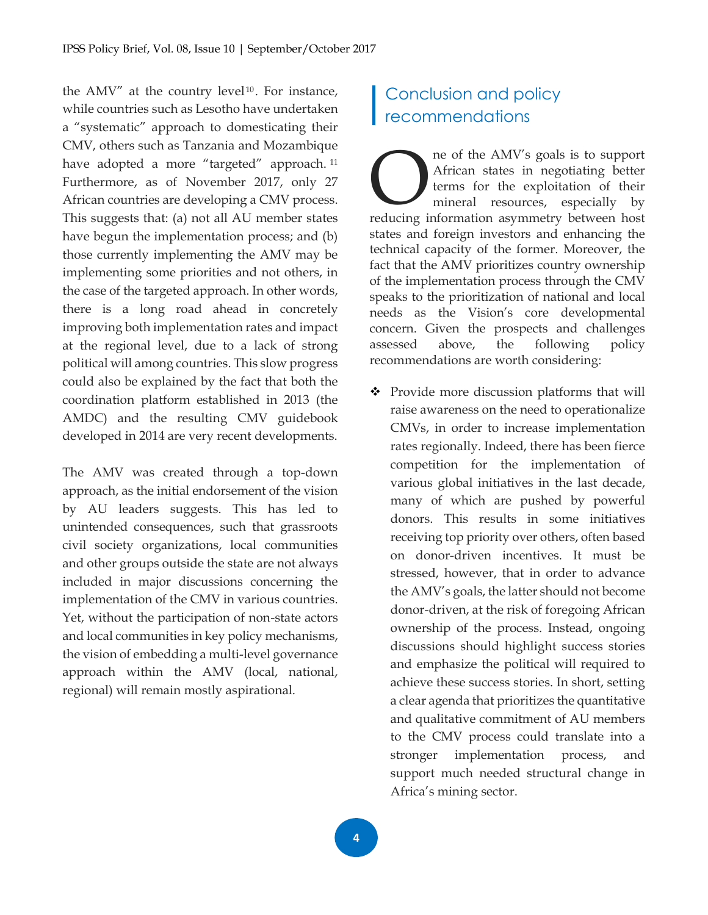the AMV" at the country level[10]. For instance, while countries such as Lesotho have undertaken a "systematic" approach to domesticating their CMV, others such as Tanzania and Mozambique have adopted a more "targeted" approach.[11] Furthermore, as of November 2017, only 27 African countries are developing a CMV process. This suggests that: (a) not all AU member states have begun the implementation process; and (b) those currently implementing the AMV may be implementing some priorities and not others, in the case of the targeted approach. In other words, there is a long road ahead in concretely improving both implementation rates and impact at the regional level, due to a lack of strong political will among countries. This slow progress could also be explained by the fact that both the coordination platform established in 2013 (the AMDC) and the resulting CMV guidebook developed in 2014 are very recent developments.

The AMV was created through a top-down approach, as the initial endorsement of the vision by AU leaders suggests. This has led to unintended consequences, such that grassroots civil society organizations, local communities and other groups outside the state are not always included in major discussions concerning the implementation of the CMV in various countries. Yet, without the participation of non-state actors and local communities in key policy mechanisms, the vision of embedding a multi-level governance approach within the AMV (local, national, regional) will remain mostly aspirational.

## Conclusion and policy recommendations

One of the AMV's goals is to support African states in negotiating better terms for the exploitation of their mineral resources, especially by reducing information asymmetry between host states and foreign investors and enhancing the technical capacity of the former. Moreover, the fact that the AMV prioritizes country ownership of the implementation process through the CMV speaks to the prioritization of national and local needs as the Vision's core developmental concern. Given the prospects and challenges assessed above, the following policy recommendations are worth considering:

- Provide more discussion platforms that will raise awareness on the need to operationalize CMVs, in order to increase implementation rates regionally. Indeed, there has been fierce competition for the implementation of various global initiatives in the last decade, many of which are pushed by powerful donors. This results in some initiatives receiving top priority over others, often based on donor-driven incentives. It must be stressed, however, that in order to advance the AMV's goals, the latter should not become donor-driven, at the risk of foregoing African ownership of the process. Instead, ongoing discussions should highlight success stories and emphasize the political will required to achieve these success stories. In short, setting a clear agenda that prioritizes the quantitative and qualitative commitment of AU members to the CMV process could translate into a stronger implementation process, and support much needed structural change in Africa's mining sector.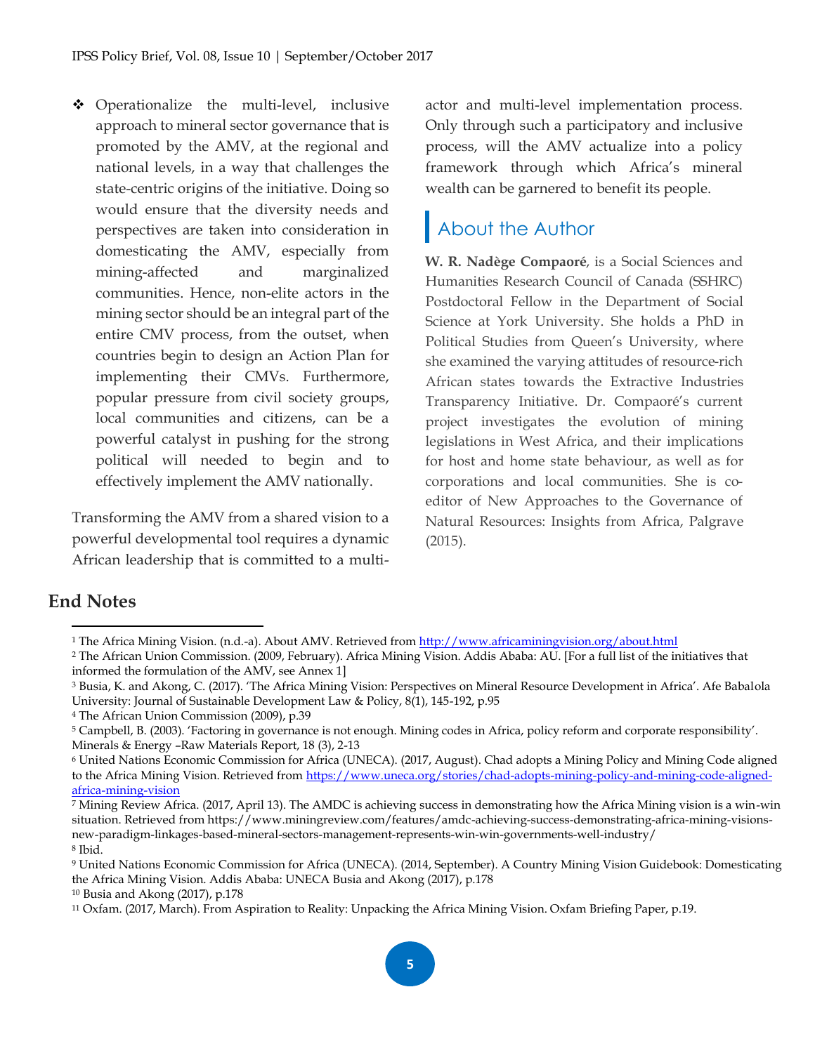- Operationalize the multi-level, inclusive approach to mineral sector governance that is promoted by the AMV, at the regional and national levels, in a way that challenges the state-centric origins of the initiative. Doing so would ensure that the diversity needs and perspectives are taken into consideration in domesticating the AMV, especially from mining-affected and marginalized communities. Hence, non-elite actors in the mining sector should be an integral part of the entire CMV process, from the outset, when countries begin to design an Action Plan for implementing their CMVs. Furthermore, popular pressure from civil society groups, local communities and citizens, can be a powerful catalyst in pushing for the strong political will needed to begin and to effectively implement the AMV nationally.

Transforming the AMV from a shared vision to a powerful developmental tool requires a dynamic African leadership that is committed to a multi-actor and multi-level implementation process. Only through such a participatory and inclusive process, will the AMV actualize into a policy framework through which Africa's mineral wealth can be garnered to benefit its people.

## About the Author

**W. R. Nadège Compaoré**, is a Social Sciences and Humanities Research Council of Canada (SSHRC) Postdoctoral Fellow in the Department of Social Science at York University. She holds a PhD in Political Studies from Queen's University, where she examined the varying attitudes of resource-rich African states towards the Extractive Industries Transparency Initiative. Dr. Compaoré's current project investigates the evolution of mining legislations in West Africa, and their implications for host and home state behaviour, as well as for corporations and local communities. She is co-editor of New Approaches to the Governance of Natural Resources: Insights from Africa, Palgrave (2015).

## End Notes

[1] The Africa Mining Vision. (n.d.-a). About AMV. Retrieved from http://www.africaminingvision.org/about.html

[2] The African Union Commission. (2009, February). Africa Mining Vision. Addis Ababa: AU. [For a full list of the initiatives that informed the formulation of the AMV, see Annex 1]

[3] Busia, K. and Akong, C. (2017). 'The Africa Mining Vision: Perspectives on Mineral Resource Development in Africa'. Afe Babalola University: Journal of Sustainable Development Law & Policy, 8(1), 145-192, p.95

[4] The African Union Commission (2009), p.39

[5] Campbell, B. (2003). 'Factoring in governance is not enough. Mining codes in Africa, policy reform and corporate responsibility'. Minerals & Energy –Raw Materials Report, 18 (3), 2-13

[6] United Nations Economic Commission for Africa (UNECA). (2017, August). Chad adopts a Mining Policy and Mining Code aligned to the Africa Mining Vision. Retrieved from https://www.uneca.org/stories/chad-adopts-mining-policy-and-mining-code-aligned-africa-mining-vision

[7] Mining Review Africa. (2017, April 13). The AMDC is achieving success in demonstrating how the Africa Mining vision is a win-win situation. Retrieved from https://www.miningreview.com/features/amdc-achieving-success-demonstrating-africa-mining-visions-new-paradigm-linkages-based-mineral-sectors-management-represents-win-win-governments-well-industry/

[8] Ibid.

[9] United Nations Economic Commission for Africa (UNECA). (2014, September). A Country Mining Vision Guidebook: Domesticating the Africa Mining Vision. Addis Ababa: UNECA Busia and Akong (2017), p.178

[10] Busia and Akong (2017), p.178

[11] Oxfam. (2017, March). From Aspiration to Reality: Unpacking the Africa Mining Vision. Oxfam Briefing Paper, p.19.